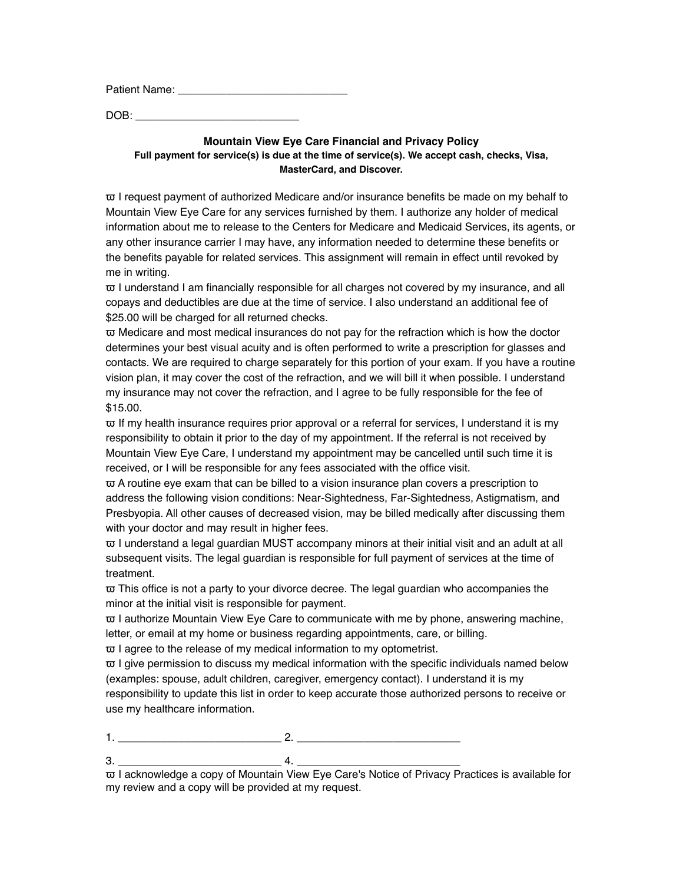Patient Name: ___________________________

DOB: __________________________

**Mountain View Eye Care Financial and Privacy Policy**

**Full payment for service(s) is due at the time of service(s). We accept cash, checks, Visa, MasterCard, and Discover.**

ϖ I request payment of authorized Medicare and/or insurance benefits be made on my behalf to Mountain View Eye Care for any services furnished by them. I authorize any holder of medical information about me to release to the Centers for Medicare and Medicaid Services, its agents, or any other insurance carrier I may have, any information needed to determine these benefits or the benefits payable for related services. This assignment will remain in effect until revoked by me in writing.

ϖ I understand I am financially responsible for all charges not covered by my insurance, and all copays and deductibles are due at the time of service. I also understand an additional fee of $25.00 will be charged for all returned checks.

ϖ Medicare and most medical insurances do not pay for the refraction which is how the doctor determines your best visual acuity and is often performed to write a prescription for glasses and contacts. We are required to charge separately for this portion of your exam. If you have a routine vision plan, it may cover the cost of the refraction, and we will bill it when possible. I understand my insurance may not cover the refraction, and I agree to be fully responsible for the fee of $15.00.

ϖ If my health insurance requires prior approval or a referral for services, I understand it is my responsibility to obtain it prior to the day of my appointment. If the referral is not received by Mountain View Eye Care, I understand my appointment may be cancelled until such time it is received, or I will be responsible for any fees associated with the office visit.

ϖ A routine eye exam that can be billed to a vision insurance plan covers a prescription to address the following vision conditions: Near-Sightedness, Far-Sightedness, Astigmatism, and Presbyopia. All other causes of decreased vision, may be billed medically after discussing them with your doctor and may result in higher fees.

ϖ I understand a legal guardian MUST accompany minors at their initial visit and an adult at all subsequent visits. The legal guardian is responsible for full payment of services at the time of treatment.

ϖ This office is not a party to your divorce decree. The legal guardian who accompanies the minor at the initial visit is responsible for payment.

ϖ I authorize Mountain View Eye Care to communicate with me by phone, answering machine, letter, or email at my home or business regarding appointments, care, or billing.

ϖ I agree to the release of my medical information to my optometrist.

ϖ I give permission to discuss my medical information with the specific individuals named below (examples: spouse, adult children, caregiver, emergency contact). I understand it is my responsibility to update this list in order to keep accurate those authorized persons to receive or use my healthcare information.

1. __________________________ 2. __________________________

3. __________________________ 4. __________________________

ϖ I acknowledge a copy of Mountain View Eye Care's Notice of Privacy Practices is available for my review and a copy will be provided at my request.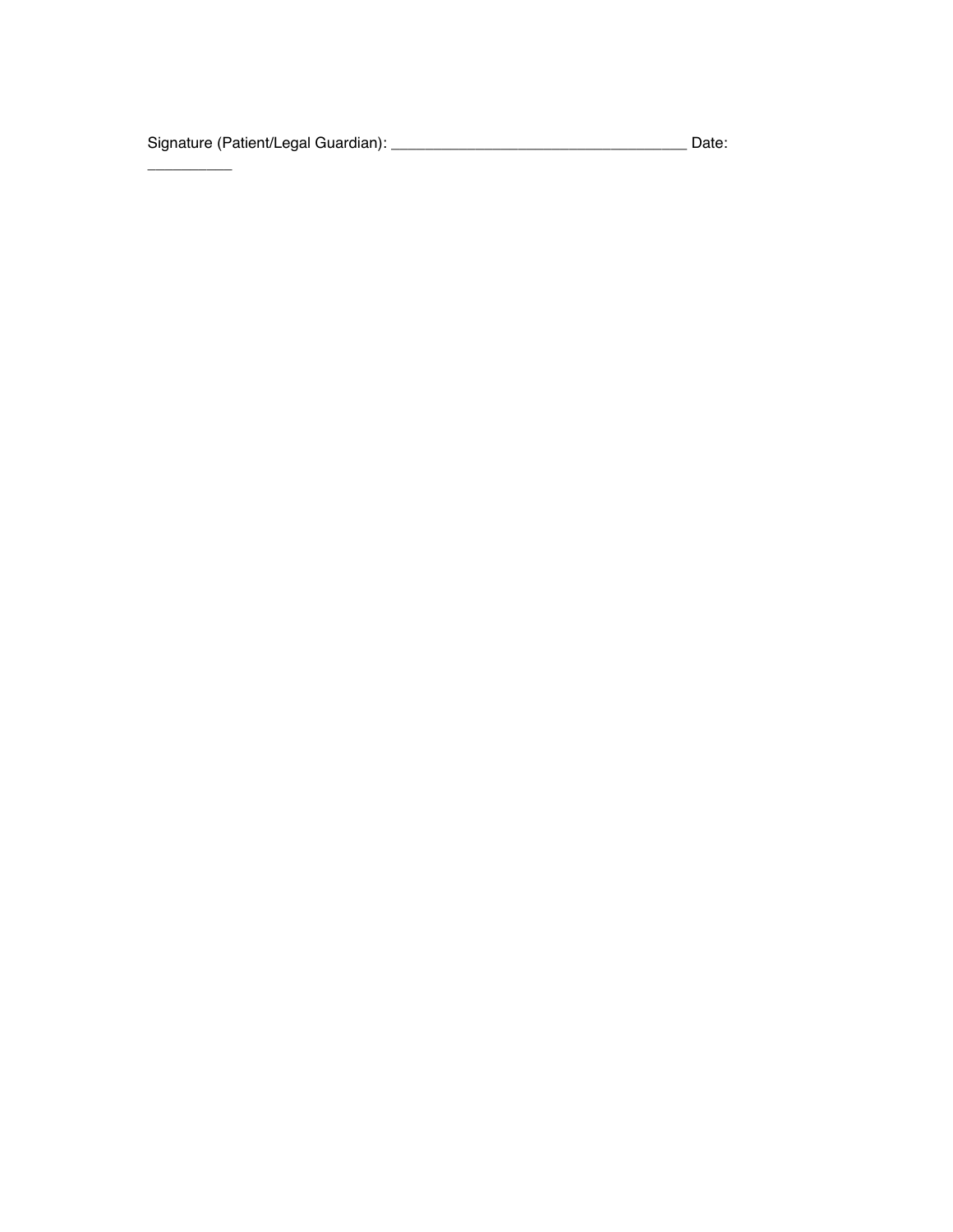Signature (Patient/Legal Guardian): ___________________________________ Date: __________